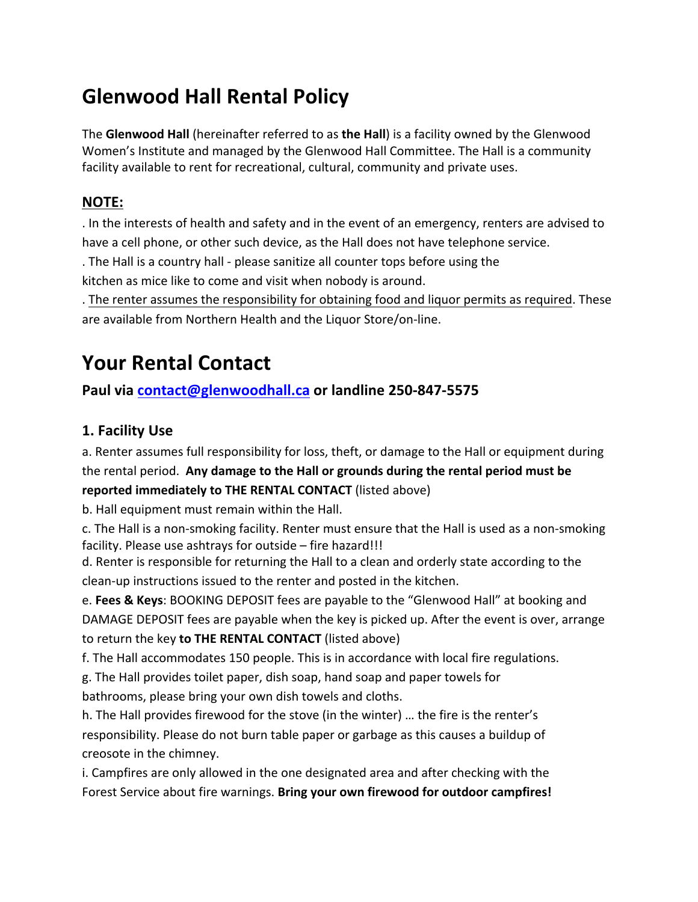# Glenwood Hall Rental Policy

The **Glenwood Hall** (hereinafter referred to as **the Hall**) is a facility owned by the Glenwood Women's Institute and managed by the Glenwood Hall Committee. The Hall is a community facility available to rent for recreational, cultural, community and private uses.

## NOTE:

. In the interests of health and safety and in the event of an emergency, renters are advised to have a cell phone, or other such device, as the Hall does not have telephone service.

. The Hall is a country hall - please sanitize all counter tops before using the kitchen as mice like to come and visit when nobody is around.

. The renter assumes the responsibility for obtaining food and liquor permits as required. These are available from Northern Health and the Liquor Store/on-line.

# Your Rental Contact

### Paul via [contact@glenwoodhall.ca](mailto:contact@glenwoodhall.ca) or landline 250-847-5575

### 1. Facility Use

a. Renter assumes full responsibility for loss, theft, or damage to the Hall or equipment during the rental period. **Any damage to the Hall or grounds during the rental period must be reported immediately to THE RENTAL CONTACT** (listed above)

b. Hall equipment must remain within the Hall.

c. The Hall is a non-smoking facility. Renter must ensure that the Hall is used as a non-smoking facility. Please use ashtrays for outside – fire hazard!!!

d. Renter is responsible for returning the Hall to a clean and orderly state according to the clean-up instructions issued to the renter and posted in the kitchen.

e. **Fees & Keys**: BOOKING DEPOSIT fees are payable to the "Glenwood Hall" at booking and DAMAGE DEPOSIT fees are payable when the key is picked up. After the event is over, arrange to return the key **to THE RENTAL CONTACT** (listed above)

f. The Hall accommodates 150 people. This is in accordance with local fire regulations.

g. The Hall provides toilet paper, dish soap, hand soap and paper towels for bathrooms, please bring your own dish towels and cloths.

h. The Hall provides firewood for the stove (in the winter) … the fire is the renter's responsibility. Please do not burn table paper or garbage as this causes a buildup of creosote in the chimney.

i. Campfires are only allowed in the one designated area and after checking with the Forest Service about fire warnings. **Bring your own firewood for outdoor campfires!**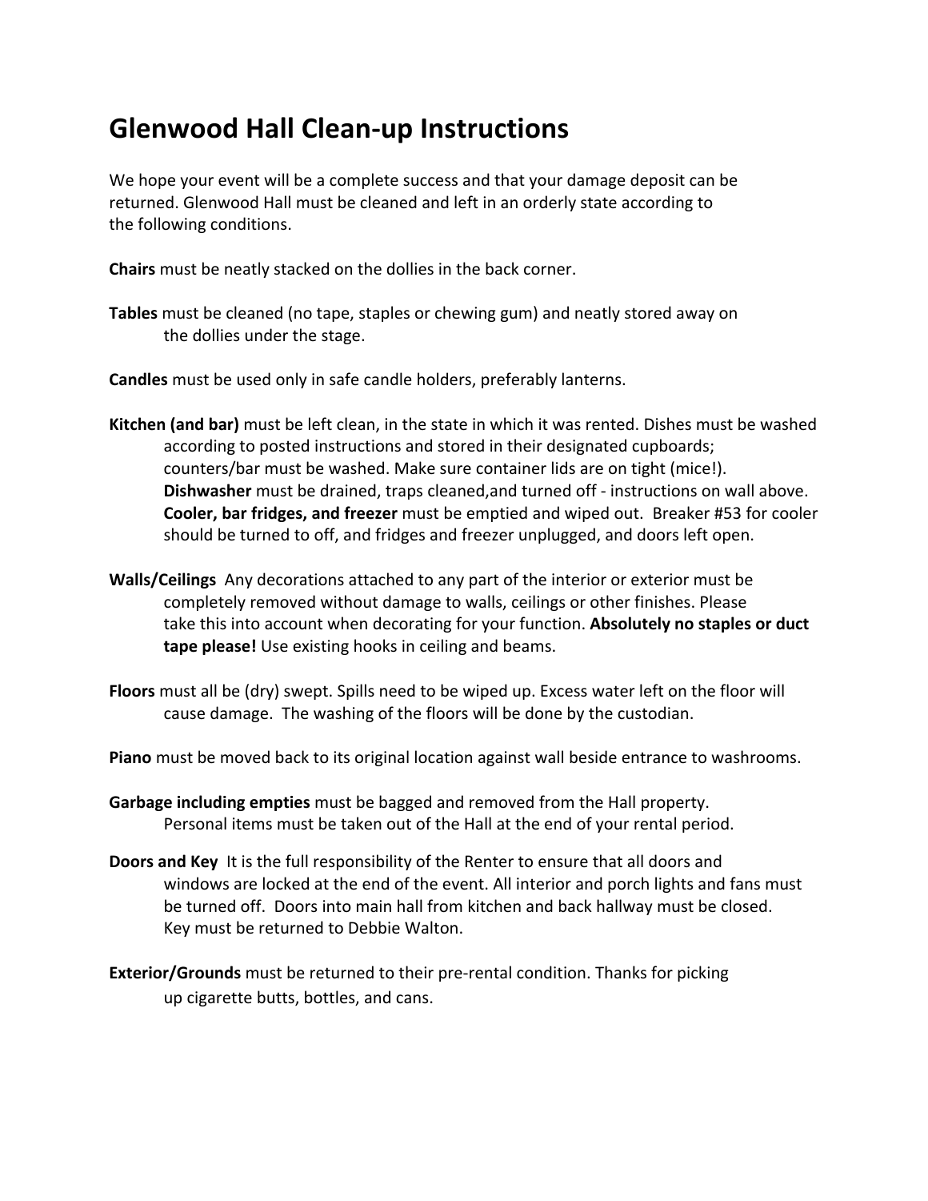# Glenwood Hall Clean-up Instructions

We hope your event will be a complete success and that your damage deposit can be returned. Glenwood Hall must be cleaned and left in an orderly state according to the following conditions.

**Chairs** must be neatly stacked on the dollies in the back corner.

**Tables** must be cleaned (no tape, staples or chewing gum) and neatly stored away on the dollies under the stage.

**Candles** must be used only in safe candle holders, preferably lanterns.

**Kitchen (and bar)** must be left clean, in the state in which it was rented. Dishes must be washed according to posted instructions and stored in their designated cupboards; counters/bar must be washed. Make sure container lids are on tight (mice!). **Dishwasher** must be drained, traps cleaned,and turned off - instructions on wall above. **Cooler, bar fridges, and freezer** must be emptied and wiped out. Breaker #53 for cooler should be turned to off, and fridges and freezer unplugged, and doors left open.

**Walls/Ceilings** Any decorations attached to any part of the interior or exterior must be completely removed without damage to walls, ceilings or other finishes. Please take this into account when decorating for your function. **Absolutely no staples or duct tape please!** Use existing hooks in ceiling and beams.

**Floors** must all be (dry) swept. Spills need to be wiped up. Excess water left on the floor will cause damage. The washing of the floors will be done by the custodian.

**Piano** must be moved back to its original location against wall beside entrance to washrooms.

**Garbage including empties** must be bagged and removed from the Hall property. Personal items must be taken out of the Hall at the end of your rental period.

**Doors and Key** It is the full responsibility of the Renter to ensure that all doors and windows are locked at the end of the event. All interior and porch lights and fans must be turned off. Doors into main hall from kitchen and back hallway must be closed. Key must be returned to Debbie Walton.

**Exterior/Grounds** must be returned to their pre-rental condition. Thanks for picking up cigarette butts, bottles, and cans.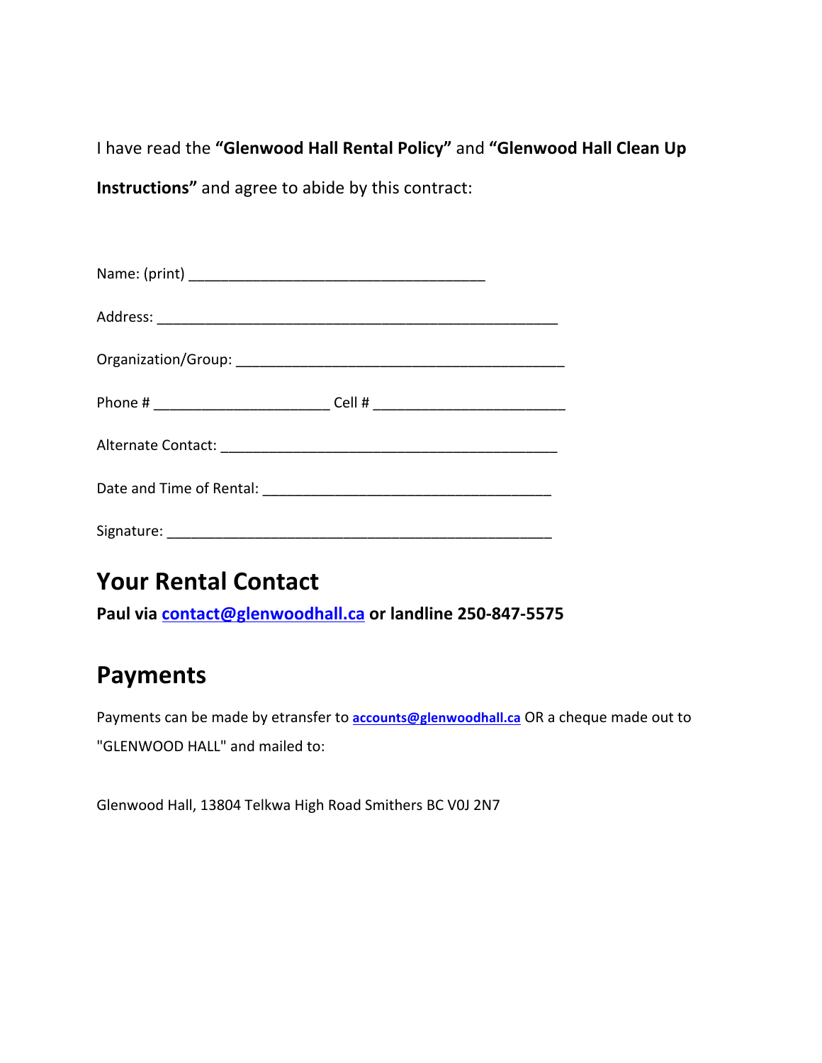I have read the **"Glenwood Hall Rental Policy"** and **"Glenwood Hall Clean Up Instructions"** and agree to abide by this contract:

Name: (print) ______________________________________

Address: ___________________________________________________

Organization/Group: ______________________________________________

Phone # _______________________ Cell # _________________________

Alternate Contact: ___________________________________________

Date and Time of Rental: _____________________________________

Signature: __________________________________________________

## Your Rental Contact

**Paul via contact@glenwoodhall.ca or landline 250-847-5575**

## Payments

Payments can be made by etransfer to **accounts@glenwoodhall.ca** OR a cheque made out to "GLENWOOD HALL" and mailed to:

Glenwood Hall, 13804 Telkwa High Road Smithers BC V0J 2N7